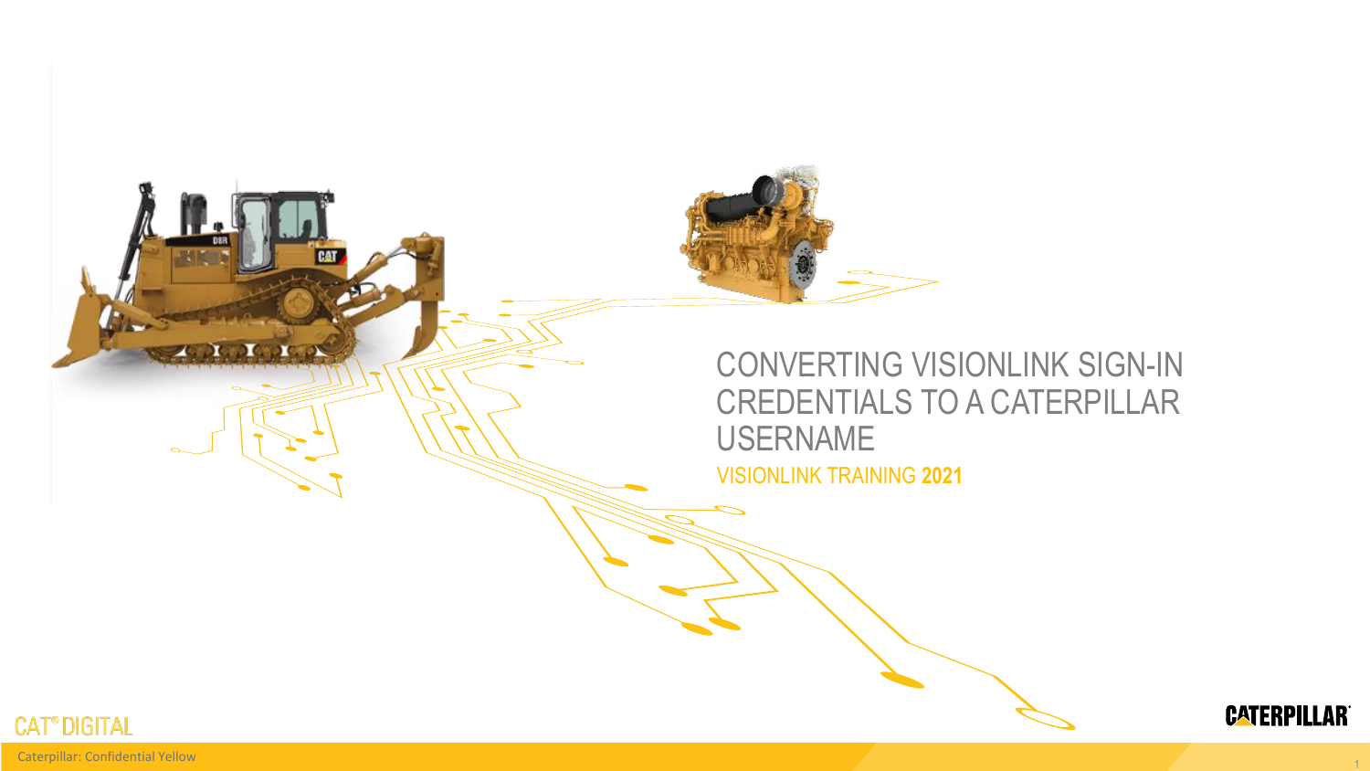# CONVERTING VISIONLINK SIGN-IN CREDENTIALS TO A CATERPILLAR USERNAME

VISIONLINK TRAINING **2021**

CAT® DIGITAL

CATERPILLAR®

Caterpillar: Confidential Yellow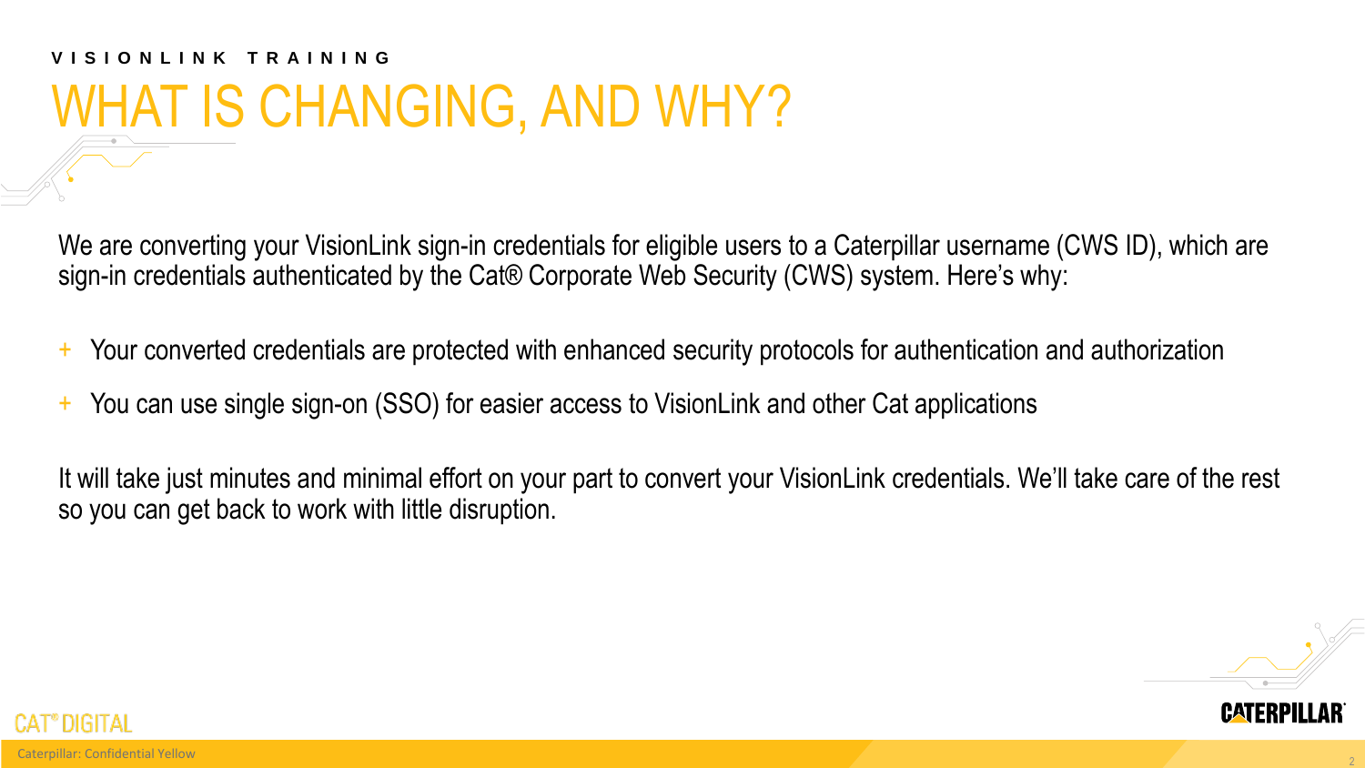VISIONLINK TRAINING

# WHAT IS CHANGING, AND WHY?

We are converting your VisionLink sign-in credentials for eligible users to a Caterpillar username (CWS ID), which are sign-in credentials authenticated by the Cat® Corporate Web Security (CWS) system. Here's why:

- Your converted credentials are protected with enhanced security protocols for authentication and authorization
- You can use single sign-on (SSO) for easier access to VisionLink and other Cat applications

It will take just minutes and minimal effort on your part to convert your VisionLink credentials. We'll take care of the rest so you can get back to work with little disruption.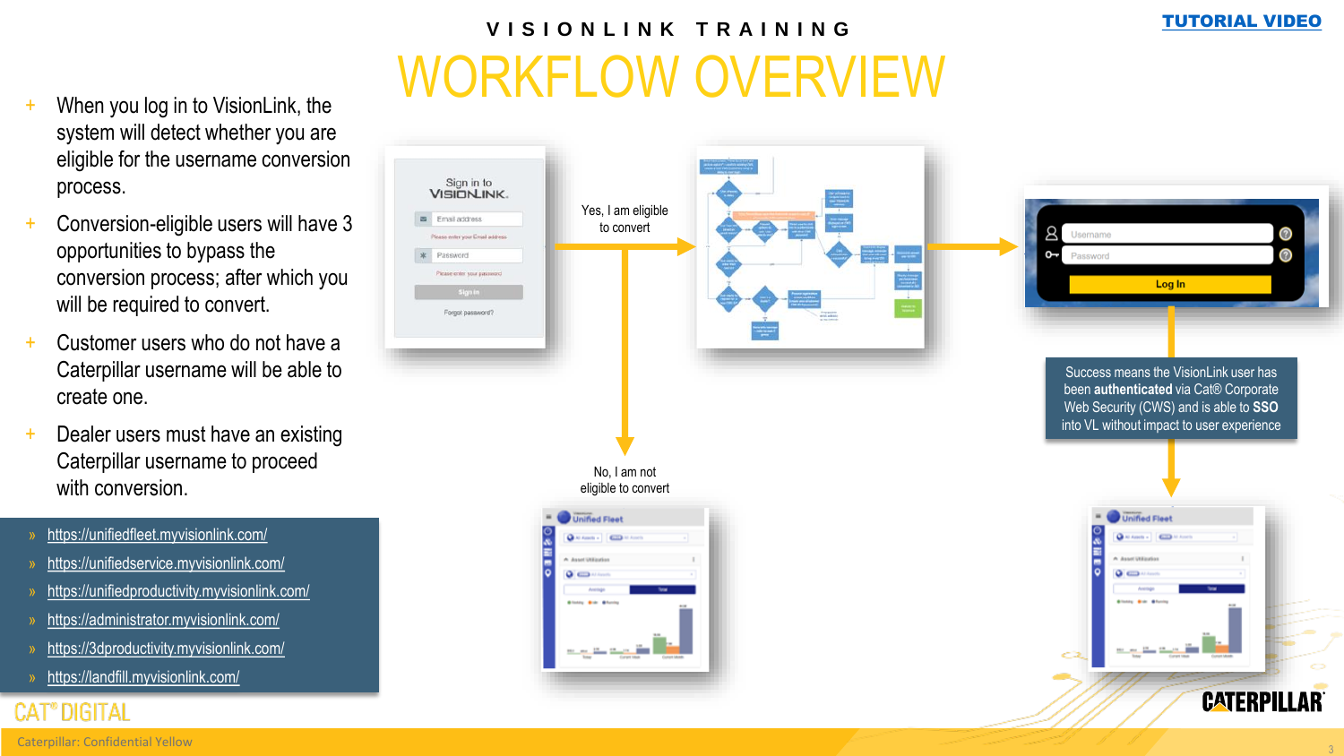# VISIONLINK TRAINING

# WORKFLOW OVERVIEW

**TUTORIAL VIDEO**

- When you log in to VisionLink, the system will detect whether you are eligible for the username conversion process.
- Conversion-eligible users will have 3 opportunities to bypass the conversion process; after which you will be required to convert.
- Customer users who do not have a Caterpillar username will be able to create one.
- Dealer users must have an existing Caterpillar username to proceed with conversion.

» https://unifiedfleet.myvisionlink.com/
» https://unifiedservice.myvisionlink.com/
» https://unifiedproductivity.myvisionlink.com/
» https://administrator.myvisionlink.com/
» https://3dproductivity.myvisionlink.com/
» https://landfill.myvisionlink.com/

Yes, I am eligible to convert

No, I am not eligible to convert

Success means the VisionLink user has been **authenticated** via Cat® Corporate Web Security (CWS) and is able to **SSO** into VL without impact to user experience

CAT® DIGITAL

CATERPILLAR

Caterpillar: Confidential Yellow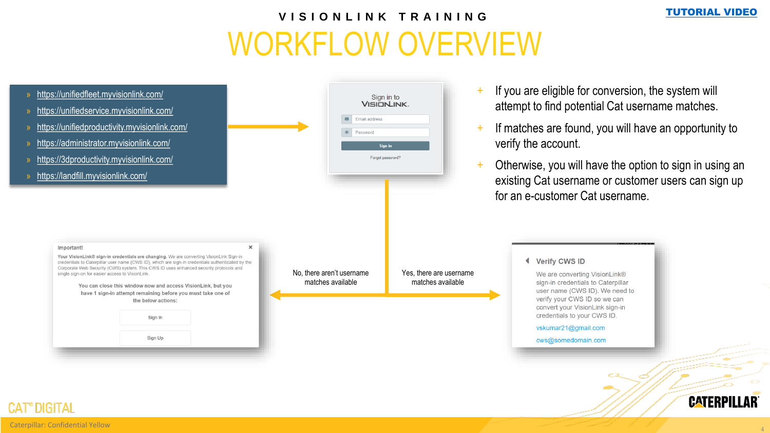VISIONLINK TRAINING

# WORKFLOW OVERVIEW

[TUTORIAL VIDEO]

- https://unifiedfleet.myvisionlink.com/
- https://unifiedservice.myvisionlink.com/
- https://unifiedproductivity.myvisionlink.com/
- https://administrator.myvisionlink.com/
- https://3dproductivity.myvisionlink.com/
- https://landfill.myvisionlink.com/

Sign in to VISIONLINK.

Email address

Password

Sign in

Forgot password?

- If you are eligible for conversion, the system will attempt to find potential Cat username matches.
- If matches are found, you will have an opportunity to verify the account.
- Otherwise, you will have the option to sign in using an existing Cat username or customer users can sign up for an e-customer Cat username.

No, there aren't username matches available

Yes, there are username matches available

**Important!**

**Your VisionLink® sign-in credentials are changing.** We are converting VisionLink Sign-in credentials to Caterpillar user name (CWS ID), which are sign-in credentials authenticated by the Corporate Web Security (CWS) system. This CWS ID uses enhanced security protocols and single sign-on for easier access to VisionLink.

You can close this window now and access VisionLink, but you have 1 sign-in attempt remaining before you must take one of the below actions:

Sign In

Sign Up

**Verify CWS ID**

We are converting VisionLink® sign-in credentials to Caterpillar user name (CWS ID). We need to verify your CWS ID so we can convert your VisionLink sign-in credentials to your CWS ID.

vskumar21@gmail.com

cws@somedomain.com

CAT® DIGITAL

CATERPILLAR®

Caterpillar: Confidential Yellow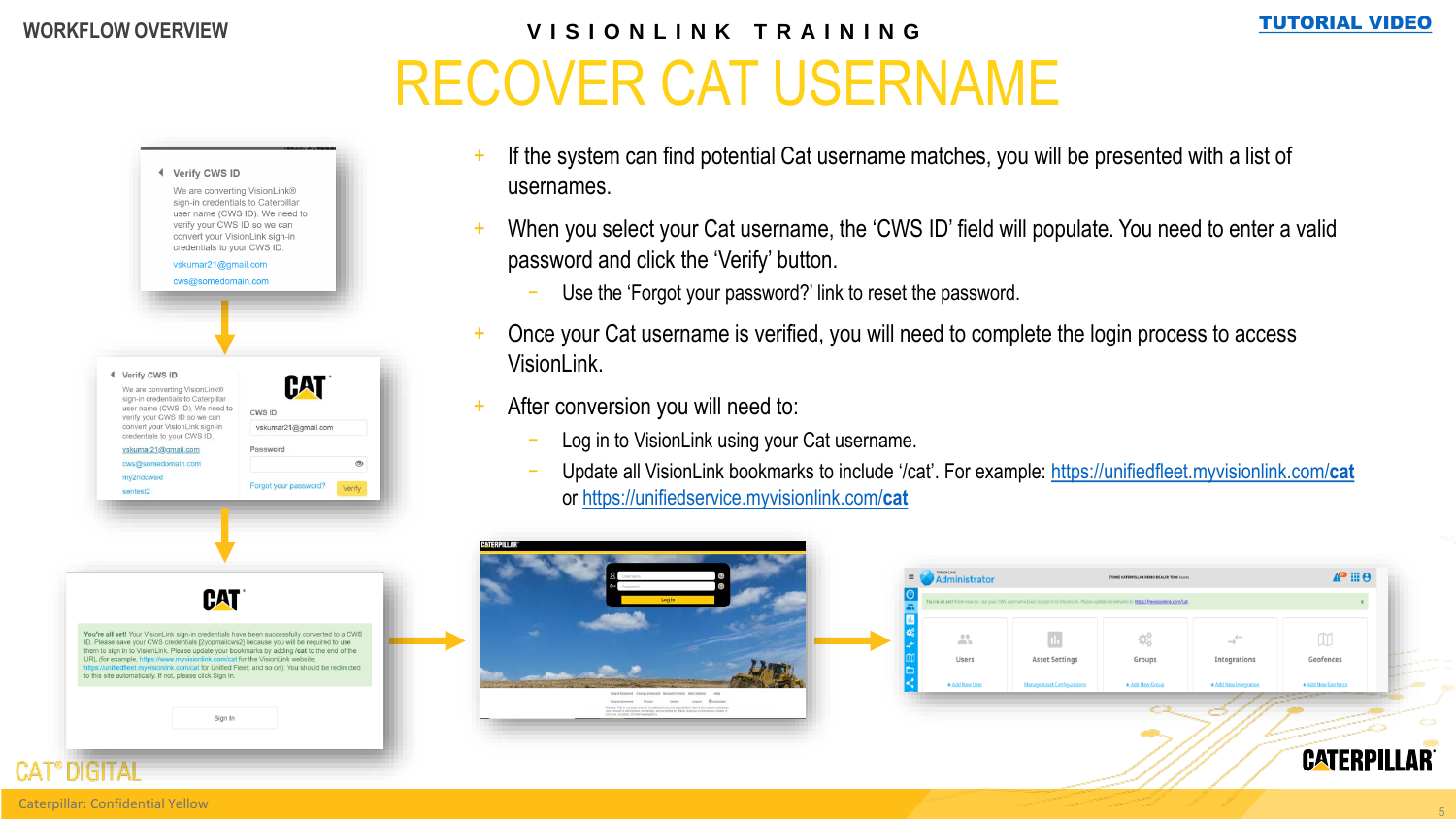WORKFLOW OVERVIEW

VISIONLINK TRAINING

TUTORIAL VIDEO

# RECOVER CAT USERNAME

- If the system can find potential Cat username matches, you will be presented with a list of usernames.
- When you select your Cat username, the 'CWS ID' field will populate. You need to enter a valid password and click the 'Verify' button.
  - Use the 'Forgot your password?' link to reset the password.
- Once your Cat username is verified, you will need to complete the login process to access VisionLink.
- After conversion you will need to:
  - Log in to VisionLink using your Cat username.
  - Update all VisionLink bookmarks to include '/cat'. For example: https://unifiedfleet.myvisionlink.com/**cat** or https://unifiedservice.myvisionlink.com/**cat**

Caterpillar: Confidential Yellow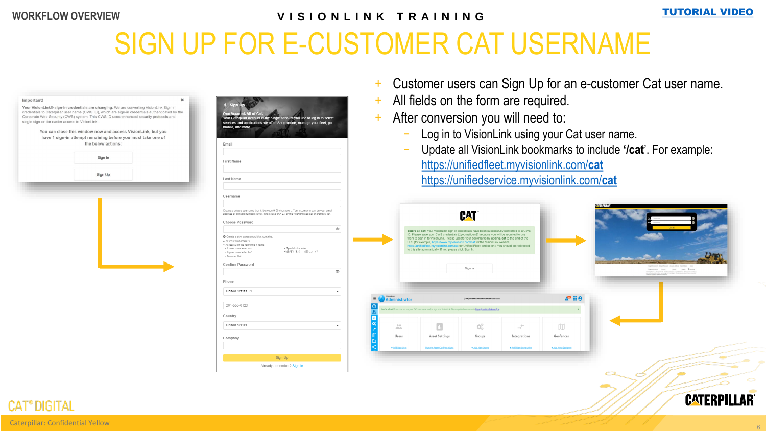WORKFLOW OVERVIEW

VISIONLINK TRAINING

TUTORIAL VIDEO

# SIGN UP FOR E-CUSTOMER CAT USERNAME

- Customer users can Sign Up for an e-customer Cat user name.
- All fields on the form are required.
- After conversion you will need to:
  - Log in to VisionLink using your Cat user name.
  - Update all VisionLink bookmarks to include **'/cat'**. For example: https://unifiedfleet.myvisionlink.com/**cat** https://unifiedservice.myvisionlink.com/**cat**

Caterpillar: Confidential Yellow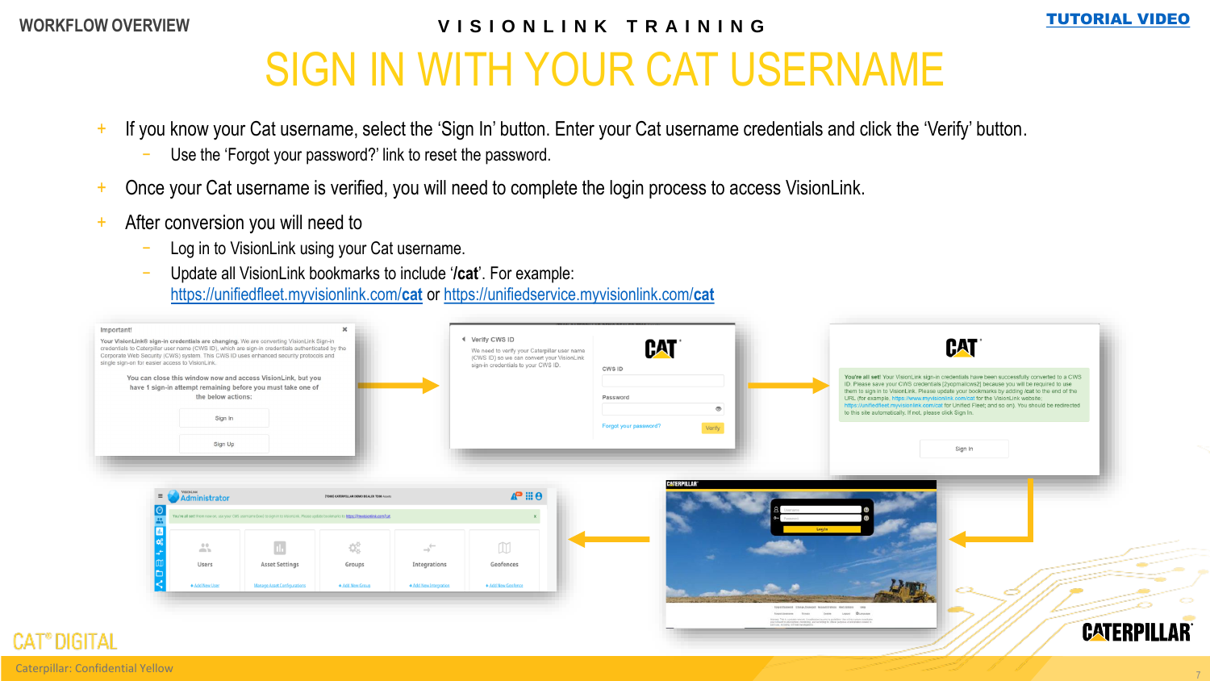WORKFLOW OVERVIEW

VISIONLINK TRAINING

TUTORIAL VIDEO

# SIGN IN WITH YOUR CAT USERNAME

- If you know your Cat username, select the ‘Sign In’ button. Enter your Cat username credentials and click the ‘Verify’ button.
  - Use the ‘Forgot your password?’ link to reset the password.
- Once your Cat username is verified, you will need to complete the login process to access VisionLink.
- After conversion you will need to
  - Log in to VisionLink using your Cat username.
  - Update all VisionLink bookmarks to include ‘**/cat**’. For example: https://unifiedfleet.myvisionlink.com/**cat** or https://unifiedservice.myvisionlink.com/**cat**

CAT® DIGITAL

Caterpillar: Confidential Yellow